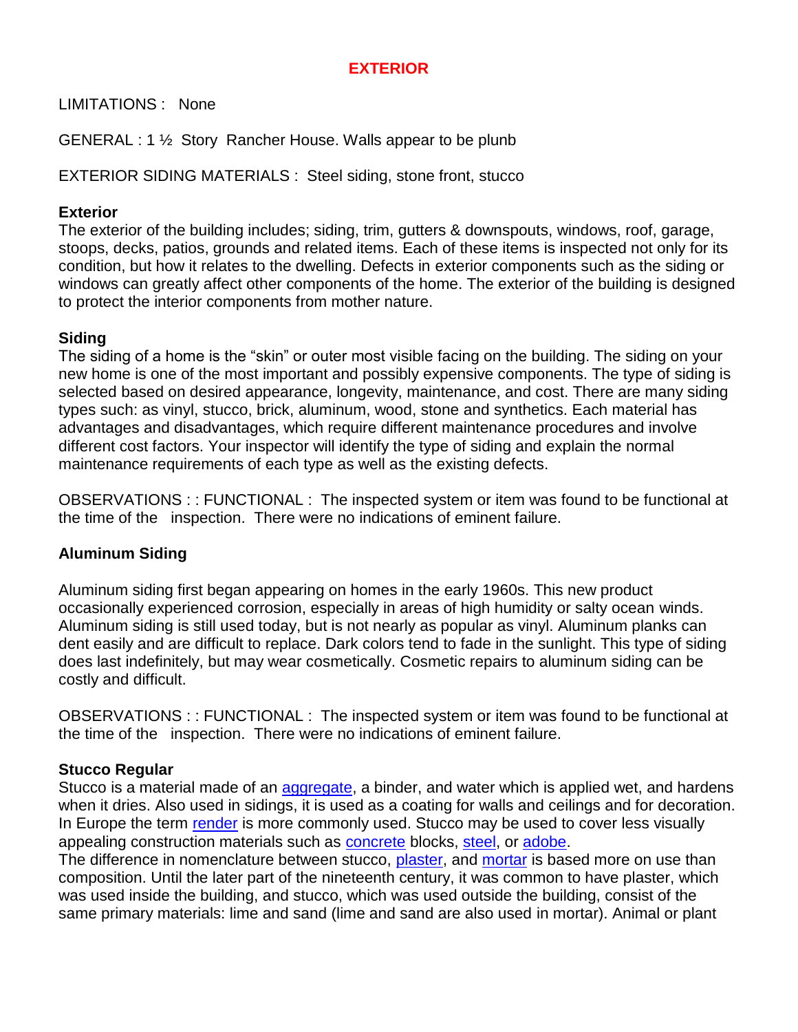# EXTERIOR

LIMITATIONS : None

GENERAL : 1 ½ Story Rancher House. Walls appear to be plunb

EXTERIOR SIDING MATERIALS : Steel siding, stone front, stucco

### Exterior

The exterior of the building includes; siding, trim, gutters & downspouts, windows, roof, garage, stoops, decks, patios, grounds and related items. Each of these items is inspected not only for its condition, but how it relates to the dwelling. Defects in exterior components such as the siding or windows can greatly affect other components of the home. The exterior of the building is designed to protect the interior components from mother nature.

### Siding

The siding of a home is the "skin" or outer most visible facing on the building. The siding on your new home is one of the most important and possibly expensive components. The type of siding is selected based on desired appearance, longevity, maintenance, and cost. There are many siding types such: as vinyl, stucco, brick, aluminum, wood, stone and synthetics. Each material has advantages and disadvantages, which require different maintenance procedures and involve different cost factors. Your inspector will identify the type of siding and explain the normal maintenance requirements of each type as well as the existing defects.

OBSERVATIONS : : FUNCTIONAL : The inspected system or item was found to be functional at the time of the inspection. There were no indications of eminent failure.

### Aluminum Siding

Aluminum siding first began appearing on homes in the early 1960s. This new product occasionally experienced corrosion, especially in areas of high humidity or salty ocean winds. Aluminum siding is still used today, but is not nearly as popular as vinyl. Aluminum planks can dent easily and are difficult to replace. Dark colors tend to fade in the sunlight. This type of siding does last indefinitely, but may wear cosmetically. Cosmetic repairs to aluminum siding can be costly and difficult.

OBSERVATIONS : : FUNCTIONAL : The inspected system or item was found to be functional at the time of the inspection. There were no indications of eminent failure.

### Stucco Regular

Stucco is a material made of an aggregate, a binder, and water which is applied wet, and hardens when it dries. Also used in sidings, it is used as a coating for walls and ceilings and for decoration. In Europe the term render is more commonly used. Stucco may be used to cover less visually appealing construction materials such as concrete blocks, steel, or adobe.
The difference in nomenclature between stucco, plaster, and mortar is based more on use than composition. Until the later part of the nineteenth century, it was common to have plaster, which was used inside the building, and stucco, which was used outside the building, consist of the same primary materials: lime and sand (lime and sand are also used in mortar). Animal or plant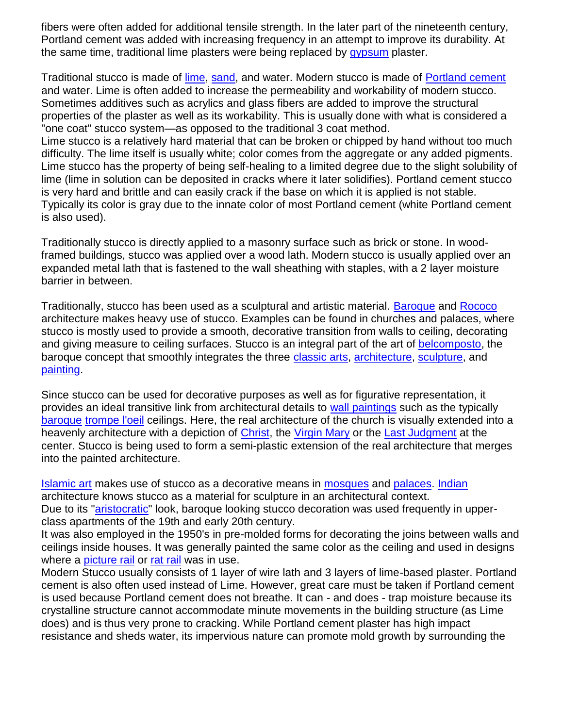fibers were often added for additional tensile strength. In the later part of the nineteenth century, Portland cement was added with increasing frequency in an attempt to improve its durability. At the same time, traditional lime plasters were being replaced by gypsum plaster.

Traditional stucco is made of lime, sand, and water. Modern stucco is made of Portland cement and water. Lime is often added to increase the permeability and workability of modern stucco. Sometimes additives such as acrylics and glass fibers are added to improve the structural properties of the plaster as well as its workability. This is usually done with what is considered a "one coat" stucco system—as opposed to the traditional 3 coat method.
Lime stucco is a relatively hard material that can be broken or chipped by hand without too much difficulty. The lime itself is usually white; color comes from the aggregate or any added pigments. Lime stucco has the property of being self-healing to a limited degree due to the slight solubility of lime (lime in solution can be deposited in cracks where it later solidifies). Portland cement stucco is very hard and brittle and can easily crack if the base on which it is applied is not stable. Typically its color is gray due to the innate color of most Portland cement (white Portland cement is also used).

Traditionally stucco is directly applied to a masonry surface such as brick or stone. In wood-framed buildings, stucco was applied over a wood lath. Modern stucco is usually applied over an expanded metal lath that is fastened to the wall sheathing with staples, with a 2 layer moisture barrier in between.

Traditionally, stucco has been used as a sculptural and artistic material. Baroque and Rococo architecture makes heavy use of stucco. Examples can be found in churches and palaces, where stucco is mostly used to provide a smooth, decorative transition from walls to ceiling, decorating and giving measure to ceiling surfaces. Stucco is an integral part of the art of belcomposto, the baroque concept that smoothly integrates the three classic arts, architecture, sculpture, and painting.

Since stucco can be used for decorative purposes as well as for figurative representation, it provides an ideal transitive link from architectural details to wall paintings such as the typically baroque trompe l'oeil ceilings. Here, the real architecture of the church is visually extended into a heavenly architecture with a depiction of Christ, the Virgin Mary or the Last Judgment at the center. Stucco is being used to form a semi-plastic extension of the real architecture that merges into the painted architecture.

Islamic art makes use of stucco as a decorative means in mosques and palaces. Indian architecture knows stucco as a material for sculpture in an architectural context.
Due to its "aristocratic" look, baroque looking stucco decoration was used frequently in upper-class apartments of the 19th and early 20th century.
It was also employed in the 1950's in pre-molded forms for decorating the joins between walls and ceilings inside houses. It was generally painted the same color as the ceiling and used in designs where a picture rail or rat rail was in use.
Modern Stucco usually consists of 1 layer of wire lath and 3 layers of lime-based plaster. Portland cement is also often used instead of Lime. However, great care must be taken if Portland cement is used because Portland cement does not breathe. It can - and does - trap moisture because its crystalline structure cannot accommodate minute movements in the building structure (as Lime does) and is thus very prone to cracking. While Portland cement plaster has high impact resistance and sheds water, its impervious nature can promote mold growth by surrounding the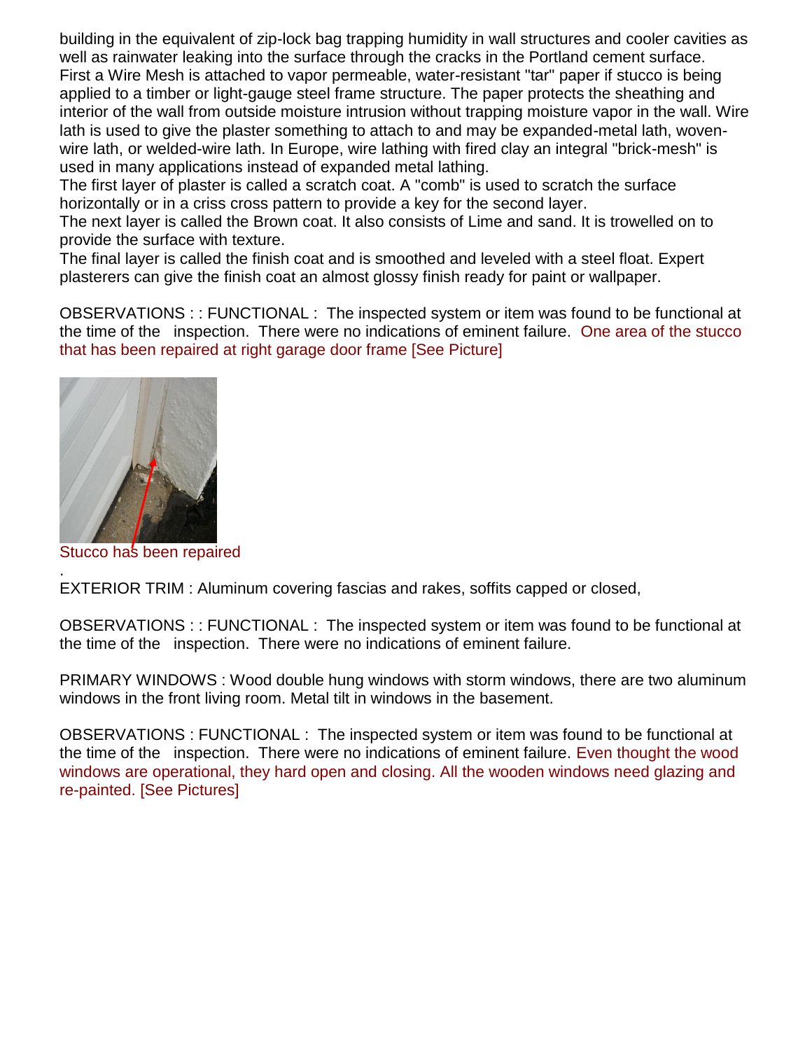building in the equivalent of zip-lock bag trapping humidity in wall structures and cooler cavities as well as rainwater leaking into the surface through the cracks in the Portland cement surface.
First a Wire Mesh is attached to vapor permeable, water-resistant "tar" paper if stucco is being applied to a timber or light-gauge steel frame structure. The paper protects the sheathing and interior of the wall from outside moisture intrusion without trapping moisture vapor in the wall. Wire lath is used to give the plaster something to attach to and may be expanded-metal lath, woven-wire lath, or welded-wire lath. In Europe, wire lathing with fired clay an integral "brick-mesh" is used in many applications instead of expanded metal lathing.
The first layer of plaster is called a scratch coat. A "comb" is used to scratch the surface horizontally or in a criss cross pattern to provide a key for the second layer.
The next layer is called the Brown coat. It also consists of Lime and sand. It is trowelled on to provide the surface with texture.
The final layer is called the finish coat and is smoothed and leveled with a steel float. Expert plasterers can give the finish coat an almost glossy finish ready for paint or wallpaper.

OBSERVATIONS : : FUNCTIONAL : The inspected system or item was found to be functional at the time of the inspection. There were no indications of eminent failure. One area of the stucco that has been repaired at right garage door frame [See Picture]

Stucco has been repaired

.
EXTERIOR TRIM : Aluminum covering fascias and rakes, soffits capped or closed,

OBSERVATIONS : : FUNCTIONAL : The inspected system or item was found to be functional at the time of the inspection. There were no indications of eminent failure.

PRIMARY WINDOWS : Wood double hung windows with storm windows, there are two aluminum windows in the front living room. Metal tilt in windows in the basement.

OBSERVATIONS : FUNCTIONAL : The inspected system or item was found to be functional at the time of the inspection. There were no indications of eminent failure. Even thought the wood windows are operational, they hard open and closing. All the wooden windows need glazing and re-painted. [See Pictures]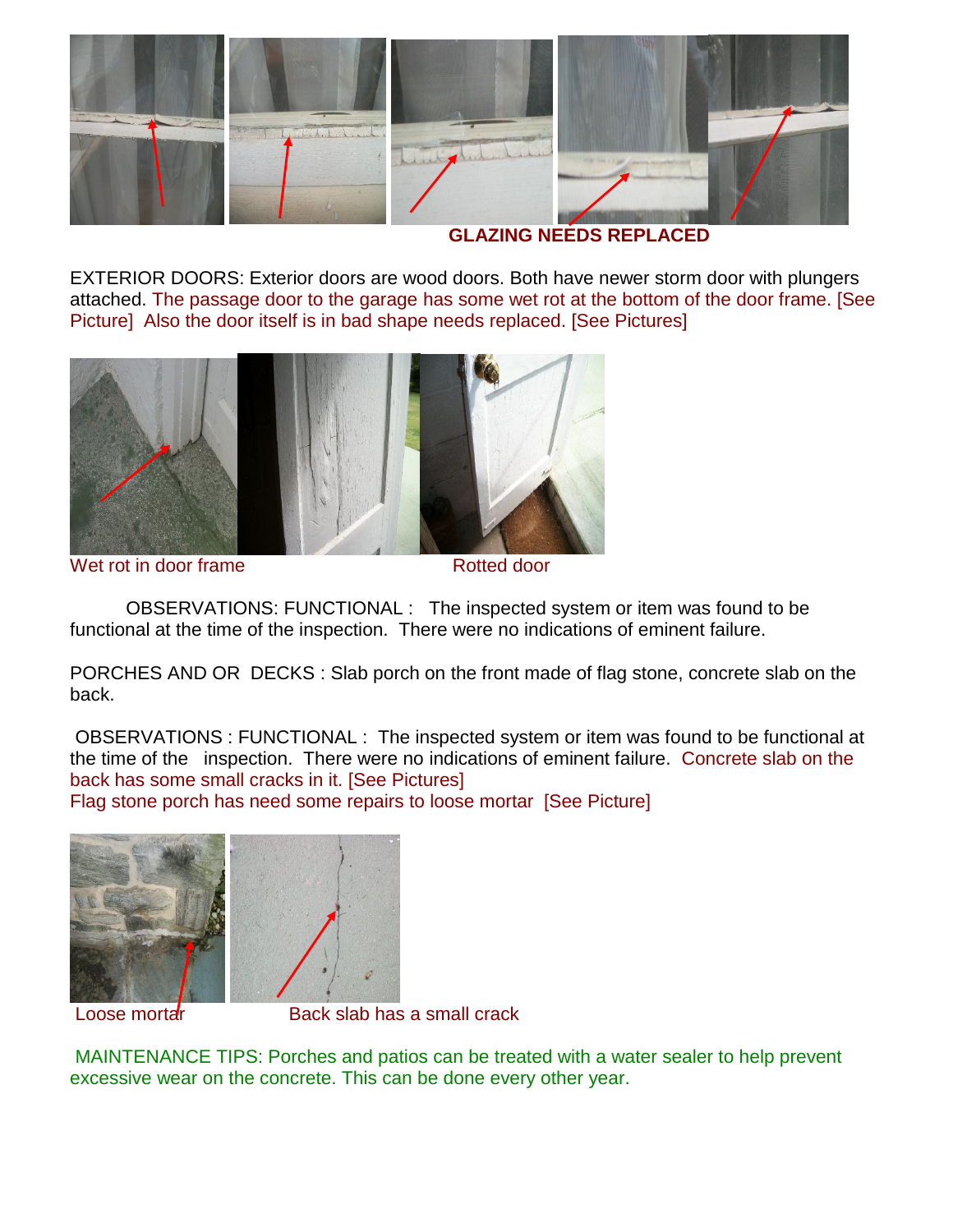**GLAZING NEEDS REPLACED**

EXTERIOR DOORS: Exterior doors are wood doors. Both have newer storm door with plungers attached. The passage door to the garage has some wet rot at the bottom of the door frame. [See Picture] Also the door itself is in bad shape needs replaced. [See Pictures]

Wet rot in door frame

Rotted door

OBSERVATIONS: FUNCTIONAL : The inspected system or item was found to be functional at the time of the inspection. There were no indications of eminent failure.

PORCHES AND OR DECKS : Slab porch on the front made of flag stone, concrete slab on the back.

OBSERVATIONS : FUNCTIONAL : The inspected system or item was found to be functional at the time of the inspection. There were no indications of eminent failure. Concrete slab on the back has some small cracks in it. [See Pictures]
Flag stone porch has need some repairs to loose mortar [See Picture]

Loose mortar

Back slab has a small crack

MAINTENANCE TIPS: Porches and patios can be treated with a water sealer to help prevent excessive wear on the concrete. This can be done every other year.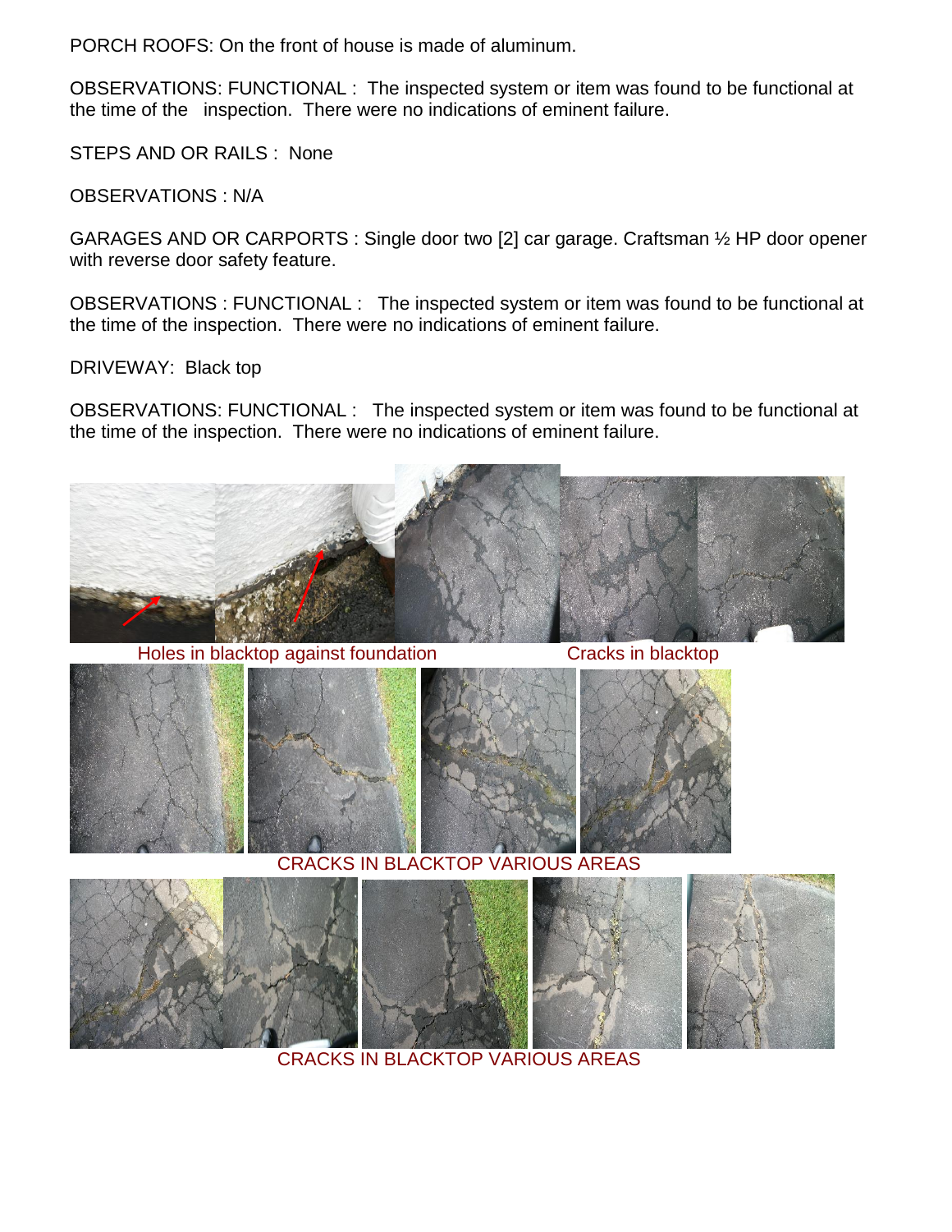PORCH ROOFS: On the front of house is made of aluminum.

OBSERVATIONS: FUNCTIONAL : The inspected system or item was found to be functional at the time of the inspection. There were no indications of eminent failure.

STEPS AND OR RAILS : None

OBSERVATIONS : N/A

GARAGES AND OR CARPORTS : Single door two [2] car garage. Craftsman ½ HP door opener with reverse door safety feature.

OBSERVATIONS : FUNCTIONAL : The inspected system or item was found to be functional at the time of the inspection. There were no indications of eminent failure.

DRIVEWAY: Black top

OBSERVATIONS: FUNCTIONAL : The inspected system or item was found to be functional at the time of the inspection. There were no indications of eminent failure.

Holes in blacktop against foundation

Cracks in blacktop

CRACKS IN BLACKTOP VARIOUS AREAS

CRACKS IN BLACKTOP VARIOUS AREAS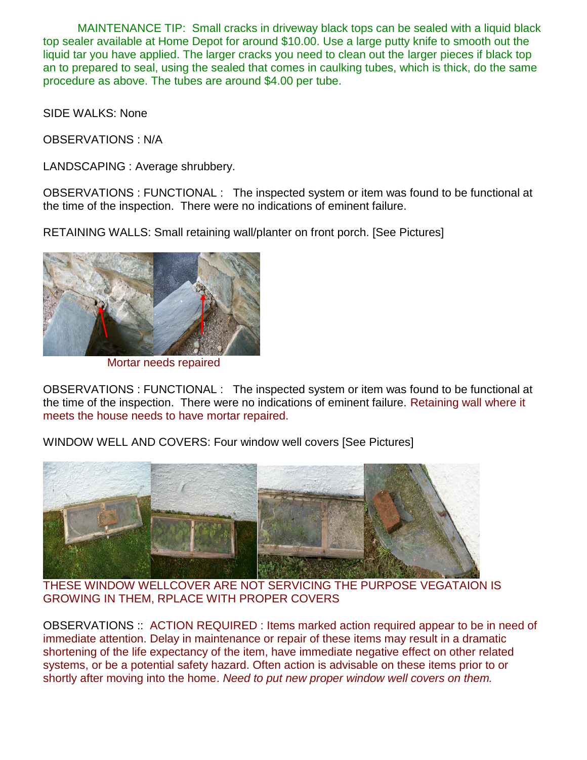MAINTENANCE TIP: Small cracks in driveway black tops can be sealed with a liquid black top sealer available at Home Depot for around $10.00. Use a large putty knife to smooth out the liquid tar you have applied. The larger cracks you need to clean out the larger pieces if black top an to prepared to seal, using the sealed that comes in caulking tubes, which is thick, do the same procedure as above. The tubes are around $4.00 per tube.

SIDE WALKS: None

OBSERVATIONS : N/A

LANDSCAPING : Average shrubbery.

OBSERVATIONS : FUNCTIONAL : The inspected system or item was found to be functional at the time of the inspection. There were no indications of eminent failure.

RETAINING WALLS: Small retaining wall/planter on front porch. [See Pictures]

Mortar needs repaired

OBSERVATIONS : FUNCTIONAL : The inspected system or item was found to be functional at the time of the inspection. There were no indications of eminent failure. Retaining wall where it meets the house needs to have mortar repaired.

WINDOW WELL AND COVERS: Four window well covers [See Pictures]

THESE WINDOW WELLCOVER ARE NOT SERVICING THE PURPOSE VEGATAION IS GROWING IN THEM, RPLACE WITH PROPER COVERS

OBSERVATIONS :: ACTION REQUIRED : Items marked action required appear to be in need of immediate attention. Delay in maintenance or repair of these items may result in a dramatic shortening of the life expectancy of the item, have immediate negative effect on other related systems, or be a potential safety hazard. Often action is advisable on these items prior to or shortly after moving into the home. *Need to put new proper window well covers on them.*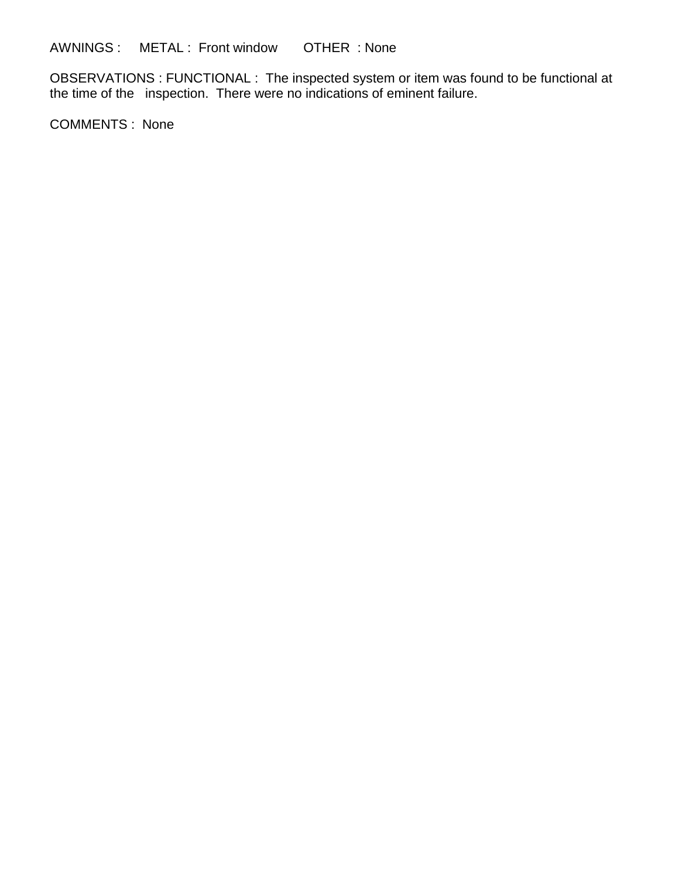AWNINGS : METAL : Front window OTHER : None

OBSERVATIONS : FUNCTIONAL : The inspected system or item was found to be functional at the time of the inspection. There were no indications of eminent failure.

COMMENTS : None